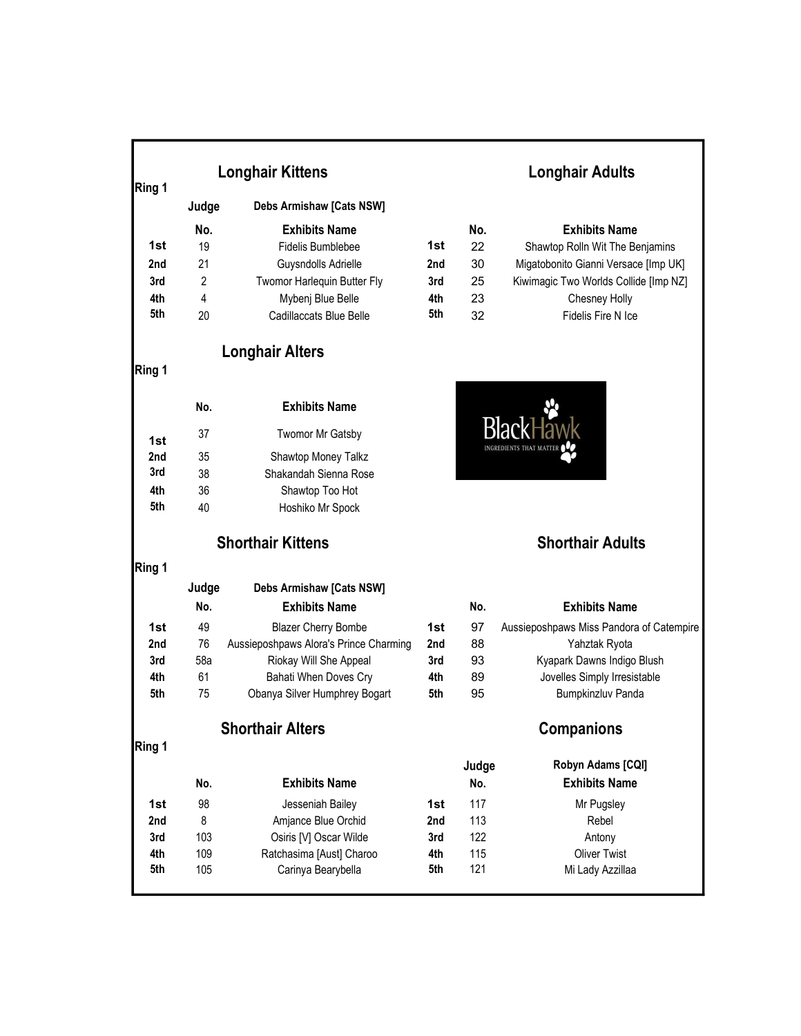## Ring 1

### Longhair Kittens / Longhair Adults

Judge: Debs Armishaw [Cats NSW]

| | No. | Exhibits Name | | No. | Exhibits Name |
|---|---|---|---|---|---|
| 1st | 19 | Fidelis Bumblebee | 1st | 22 | Shawtop Rolln Wit The Benjamins |
| 2nd | 21 | Guysndolls Adrielle | 2nd | 30 | Migatobonito Gianni Versace [Imp UK] |
| 3rd | 2 | Twomor Harlequin Butter Fly | 3rd | 25 | Kiwimagic Two Worlds Collide [Imp NZ] |
| 4th | 4 | Mybenj Blue Belle | 4th | 23 | Chesney Holly |
| 5th | 20 | Cadillaccats Blue Belle | 5th | 32 | Fidelis Fire N Ice |

## Ring 1

### Longhair Alters

| | No. | Exhibits Name |
|---|---|---|
| 1st | 37 | Twomor Mr Gatsby |
| 2nd | 35 | Shawtop Money Talkz |
| 3rd | 38 | Shakandah Sienna Rose |
| 4th | 36 | Shawtop Too Hot |
| 5th | 40 | Hoshiko Mr Spock |

BlackHawk
INGREDIENTS THAT MATTER

## Ring 1

### Shorthair Kittens / Shorthair Adults

Judge: Debs Armishaw [Cats NSW]

| | No. | Exhibits Name | | No. | Exhibits Name |
|---|---|---|---|---|---|
| 1st | 49 | Blazer Cherry Bombe | 1st | 97 | Aussieposhpaws Miss Pandora of Catempire |
| 2nd | 76 | Aussieposhpaws Alora's Prince Charming | 2nd | 88 | Yahztak Ryota |
| 3rd | 58a | Riokay Will She Appeal | 3rd | 93 | Kyapark Dawns Indigo Blush |
| 4th | 61 | Bahati When Doves Cry | 4th | 89 | Jovelles Simply Irresistable |
| 5th | 75 | Obanya Silver Humphrey Bogart | 5th | 95 | Bumpkinzluv Panda |

## Ring 1

### Shorthair Alters / Companions

Companions Judge: Robyn Adams [CQI]

| | No. | Exhibits Name | | No. | Exhibits Name |
|---|---|---|---|---|---|
| 1st | 98 | Jesseniah Bailey | 1st | 117 | Mr Pugsley |
| 2nd | 8 | Amjance Blue Orchid | 2nd | 113 | Rebel |
| 3rd | 103 | Osiris [V] Oscar Wilde | 3rd | 122 | Antony |
| 4th | 109 | Ratchasima [Aust] Charoo | 4th | 115 | Oliver Twist |
| 5th | 105 | Carinya Bearybella | 5th | 121 | Mi Lady Azzillaa |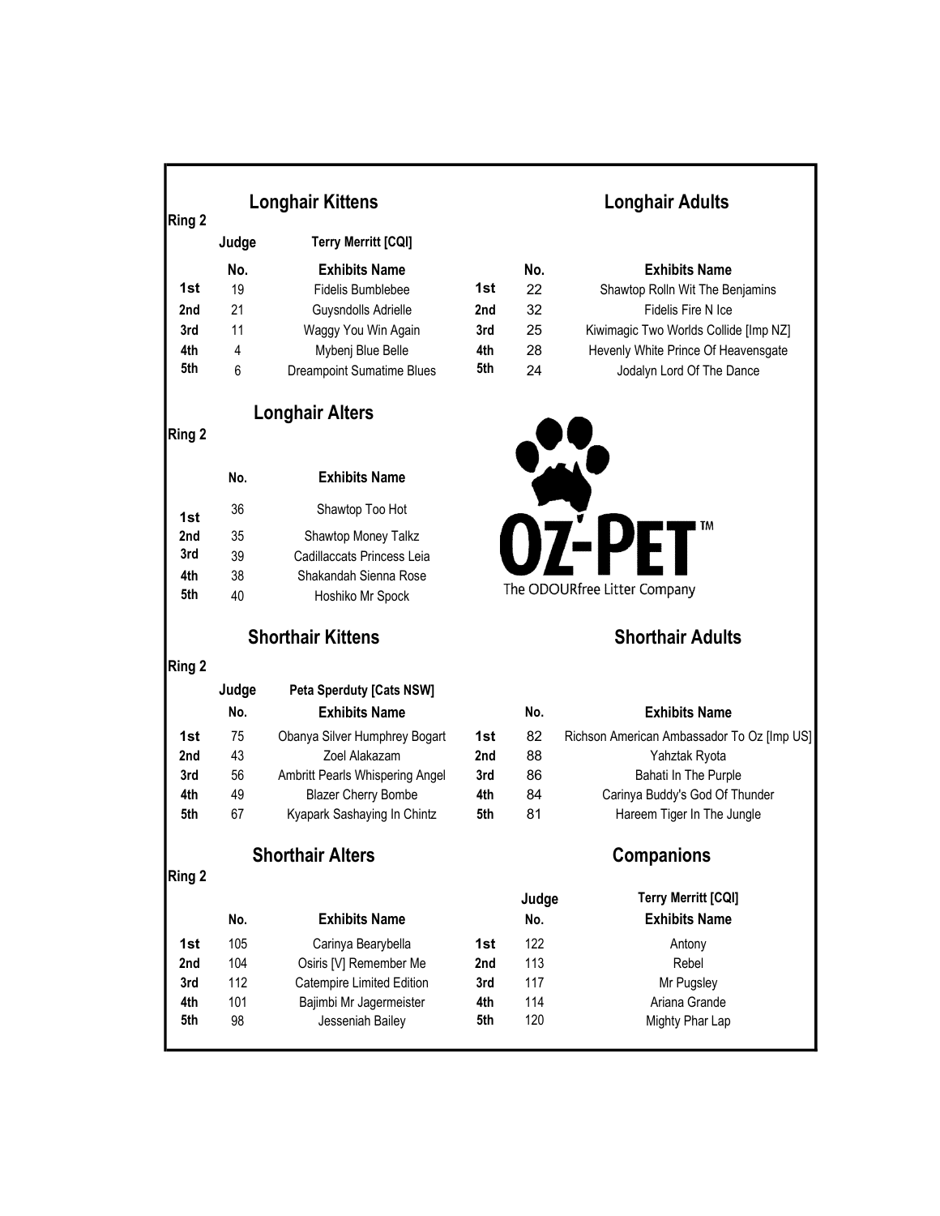## Longhair Kittens

**Ring 2**

**Judge** Terry Merritt [CQI]

| | No. | Exhibits Name |
|---|---|---|
| 1st | 19 | Fidelis Bumblebee |
| 2nd | 21 | Guysndolls Adrielle |
| 3rd | 11 | Waggy You Win Again |
| 4th | 4 | Mybenj Blue Belle |
| 5th | 6 | Dreampoint Sumatime Blues |

## Longhair Adults

| | No. | Exhibits Name |
|---|---|---|
| 1st | 22 | Shawtop Rolln Wit The Benjamins |
| 2nd | 32 | Fidelis Fire N Ice |
| 3rd | 25 | Kiwimagic Two Worlds Collide [Imp NZ] |
| 4th | 28 | Hevenly White Prince Of Heavensgate |
| 5th | 24 | Jodalyn Lord Of The Dance |

## Longhair Alters

**Ring 2**

| | No. | Exhibits Name |
|---|---|---|
| 1st | 36 | Shawtop Too Hot |
| 2nd | 35 | Shawtop Money Talkz |
| 3rd | 39 | Cadillaccats Princess Leia |
| 4th | 38 | Shakandah Sienna Rose |
| 5th | 40 | Hoshiko Mr Spock |

OZ-PET™
The ODOURfree Litter Company

## Shorthair Kittens

**Ring 2**

**Judge** Peta Sperduty [Cats NSW]

| | No. | Exhibits Name |
|---|---|---|
| 1st | 75 | Obanya Silver Humphrey Bogart |
| 2nd | 43 | Zoel Alakazam |
| 3rd | 56 | Ambritt Pearls Whispering Angel |
| 4th | 49 | Blazer Cherry Bombe |
| 5th | 67 | Kyapark Sashaying In Chintz |

## Shorthair Adults

| | No. | Exhibits Name |
|---|---|---|
| 1st | 82 | Richson American Ambassador To Oz [Imp US] |
| 2nd | 88 | Yahztak Ryota |
| 3rd | 86 | Bahati In The Purple |
| 4th | 84 | Carinya Buddy's God Of Thunder |
| 5th | 81 | Hareem Tiger In The Jungle |

## Shorthair Alters

**Ring 2**

| | No. | Exhibits Name |
|---|---|---|
| 1st | 105 | Carinya Bearybella |
| 2nd | 104 | Osiris [V] Remember Me |
| 3rd | 112 | Catempire Limited Edition |
| 4th | 101 | Bajimbi Mr Jagermeister |
| 5th | 98 | Jesseniah Bailey |

## Companions

**Judge** Terry Merritt [CQI]

| | No. | Exhibits Name |
|---|---|---|
| 1st | 122 | Antony |
| 2nd | 113 | Rebel |
| 3rd | 117 | Mr Pugsley |
| 4th | 114 | Ariana Grande |
| 5th | 120 | Mighty Phar Lap |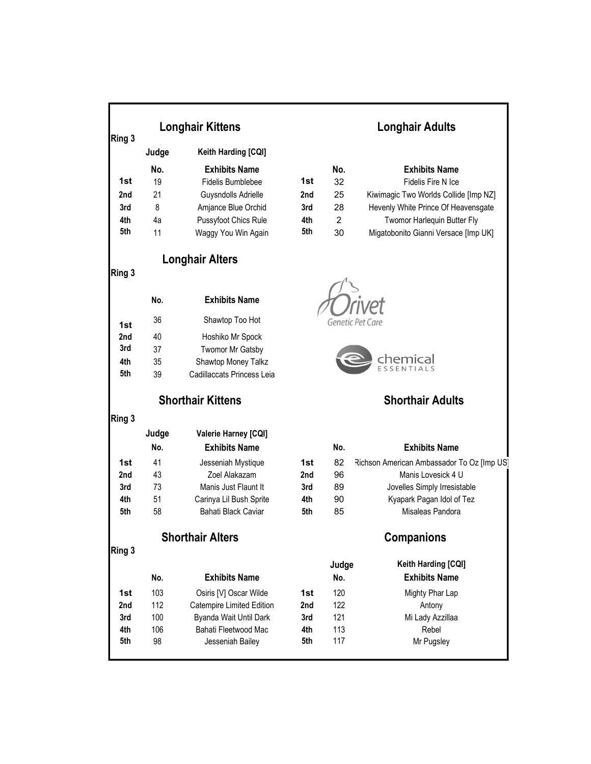## Longhair Kittens

Ring 3

Judge: Keith Harding [CQI]

| | No. | Exhibits Name |
|---|---|---|
| 1st | 19 | Fidelis Bumblebee |
| 2nd | 21 | Guysndolls Adrielle |
| 3rd | 8 | Amjance Blue Orchid |
| 4th | 4a | Pussyfoot Chics Rule |
| 5th | 11 | Waggy You Win Again |

## Longhair Adults

| | No. | Exhibits Name |
|---|---|---|
| 1st | 32 | Fidelis Fire N Ice |
| 2nd | 25 | Kiwimagic Two Worlds Collide [Imp NZ] |
| 3rd | 28 | Hevenly White Prince Of Heavensgate |
| 4th | 2 | Twomor Harlequin Butter Fly |
| 5th | 30 | Migatobonito Gianni Versace [Imp UK] |

## Longhair Alters

Ring 3

| | No. | Exhibits Name |
|---|---|---|
| 1st | 36 | Shawtop Too Hot |
| 2nd | 40 | Hoshiko Mr Spock |
| 3rd | 37 | Twomor Mr Gatsby |
| 4th | 35 | Shawtop Money Talkz |
| 5th | 39 | Cadillaccats Princess Leia |

Orivet Genetic Pet Care

chemical ESSENTIALS

## Shorthair Kittens

Ring 3

Judge: Valerie Harney [CQI]

| | No. | Exhibits Name |
|---|---|---|
| 1st | 41 | Jesseniah Mystique |
| 2nd | 43 | Zoel Alakazam |
| 3rd | 73 | Manis Just Flaunt It |
| 4th | 51 | Carinya Lil Bush Sprite |
| 5th | 58 | Bahati Black Caviar |

## Shorthair Adults

| | No. | Exhibits Name |
|---|---|---|
| 1st | 82 | Richson American Ambassador To Oz [Imp US] |
| 2nd | 96 | Manis Lovesick 4 U |
| 3rd | 89 | Jovelles Simply Irresistable |
| 4th | 90 | Kyapark Pagan Idol of Tez |
| 5th | 85 | Misaleas Pandora |

## Shorthair Alters

Ring 3

| | No. | Exhibits Name |
|---|---|---|
| 1st | 103 | Osiris [V] Oscar Wilde |
| 2nd | 112 | Catempire Limited Edition |
| 3rd | 100 | Byanda Wait Until Dark |
| 4th | 106 | Bahati Fleetwood Mac |
| 5th | 98 | Jesseniah Bailey |

## Companions

Judge: Keith Harding [CQI]

| | No. | Exhibits Name |
|---|---|---|
| 1st | 120 | Mighty Phar Lap |
| 2nd | 122 | Antony |
| 3rd | 121 | Mi Lady Azzillaa |
| 4th | 113 | Rebel |
| 5th | 117 | Mr Pugsley |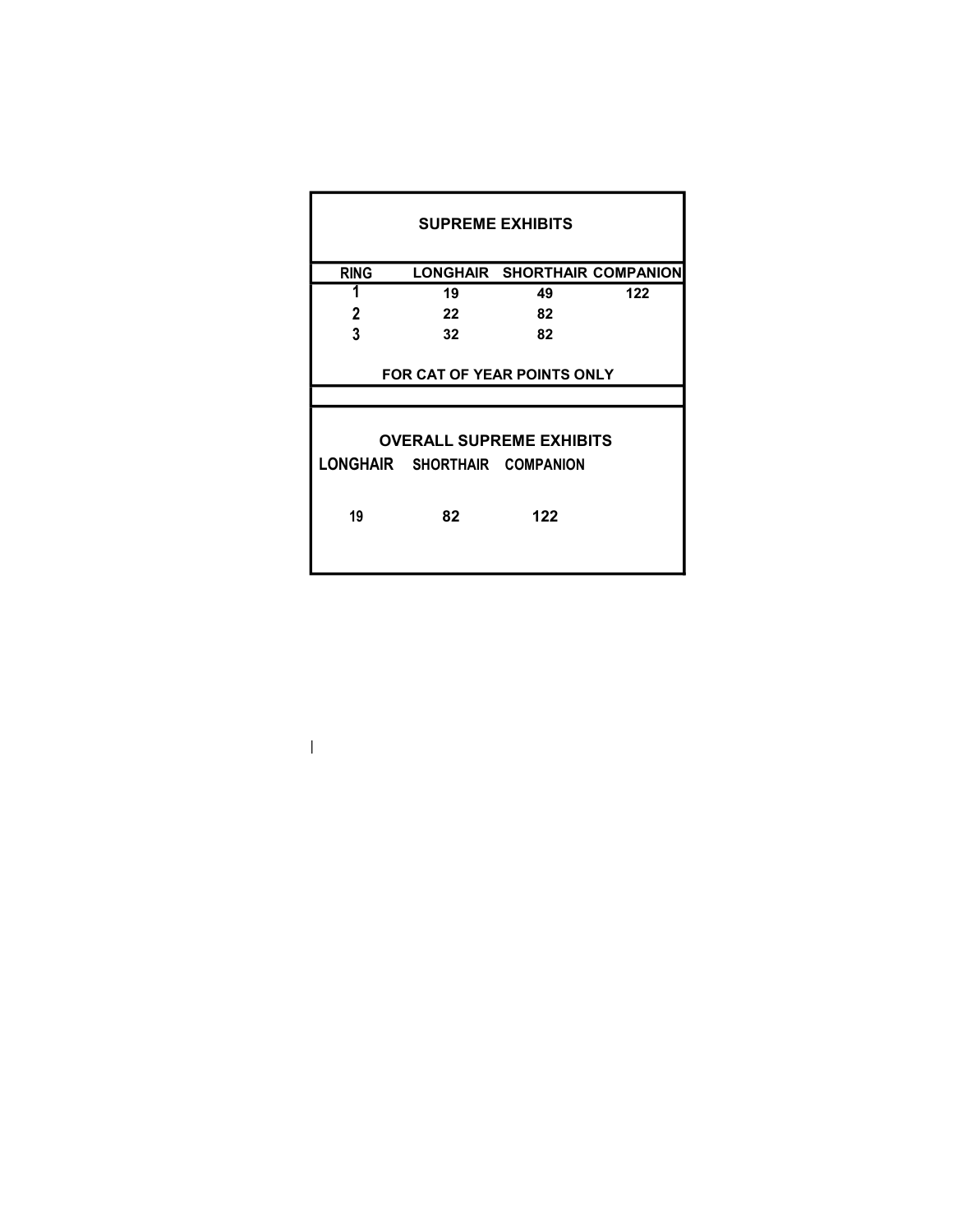## SUPREME EXHIBITS

| RING | LONGHAIR | SHORTHAIR | COMPANION |
|---|---|---|---|
| 1 | 19 | 49 | 122 |
| 2 | 22 | 82 | |
| 3 | 32 | 82 | |

FOR CAT OF YEAR POINTS ONLY

## OVERALL SUPREME EXHIBITS

| LONGHAIR | SHORTHAIR | COMPANION |
|---|---|---|
| 19 | 82 | 122 |